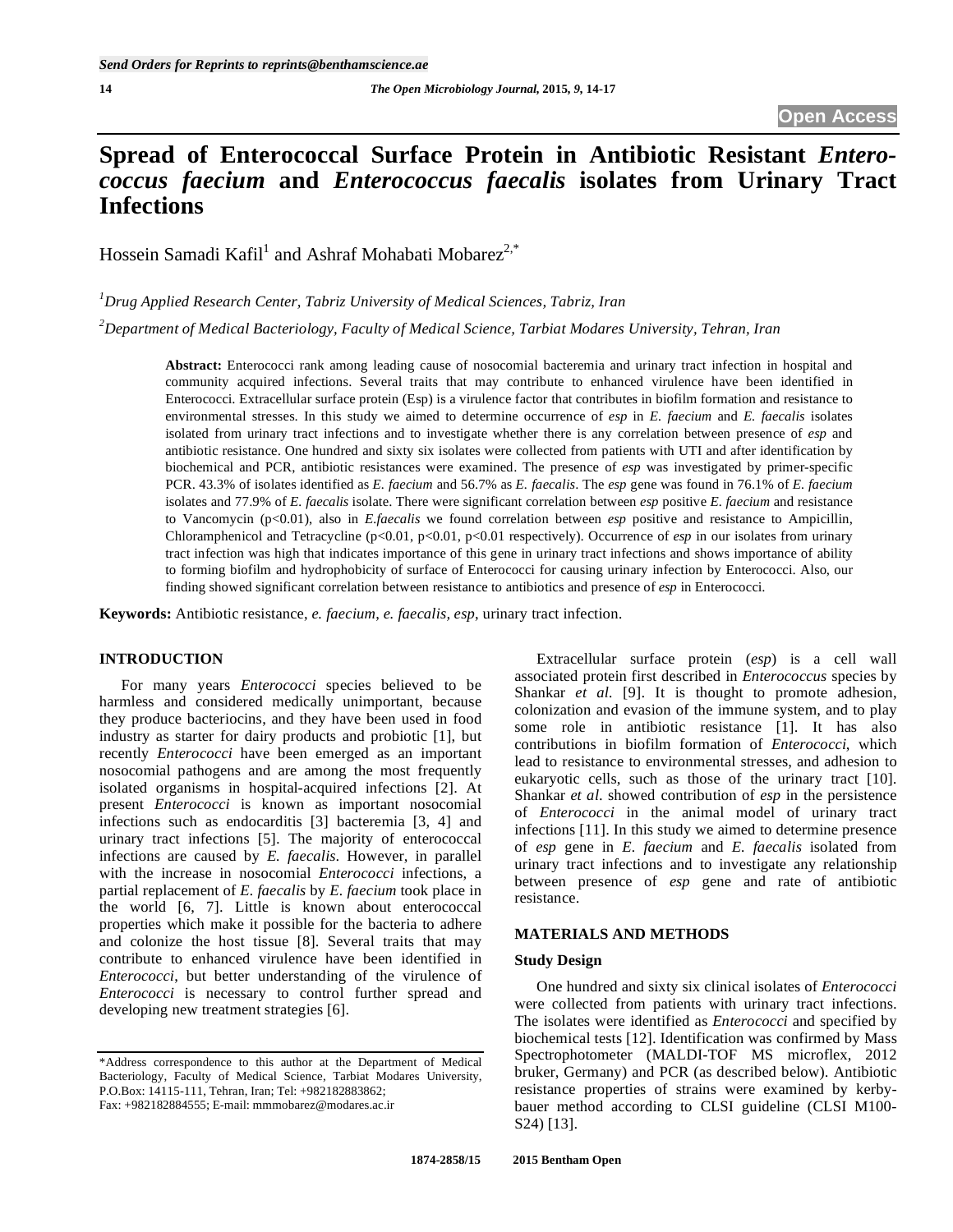Send Orders for Reprints to reprints@benthamscience.ae

**Open Access**

# Spread of Enterococcal Surface Protein in Antibiotic Resistant *Enterococcus faecium* and *Enterococcus faecalis* isolates from Urinary Tract Infections

Hossein Samadi Kafil[1] and Ashraf Mohabati Mobarez[2,*]

[1]*Drug Applied Research Center, Tabriz University of Medical Sciences, Tabriz, Iran*

[2]*Department of Medical Bacteriology, Faculty of Medical Science, Tarbiat Modares University, Tehran, Iran*

**Abstract:** Enterococci rank among leading cause of nosocomial bacteremia and urinary tract infection in hospital and community acquired infections. Several traits that may contribute to enhanced virulence have been identified in Enterococci. Extracellular surface protein (Esp) is a virulence factor that contributes in biofilm formation and resistance to environmental stresses. In this study we aimed to determine occurrence of *esp* in *E. faecium* and *E. faecalis* isolates isolated from urinary tract infections and to investigate whether there is any correlation between presence of *esp* and antibiotic resistance. One hundred and sixty six isolates were collected from patients with UTI and after identification by biochemical and PCR, antibiotic resistances were examined. The presence of *esp* was investigated by primer-specific PCR. 43.3% of isolates identified as *E. faecium* and 56.7% as *E. faecalis*. The *esp* gene was found in 76.1% of *E. faecium* isolates and 77.9% of *E. faecalis* isolate. There were significant correlation between *esp* positive *E. faecium* and resistance to Vancomycin ($p<0.01$), also in *E.faecalis* we found correlation between *esp* positive and resistance to Ampicillin, Chloramphenicol and Tetracycline ($p<0.01$, $p<0.01$, $p<0.01$ respectively). Occurrence of *esp* in our isolates from urinary tract infection was high that indicates importance of this gene in urinary tract infections and shows importance of ability to forming biofilm and hydrophobicity of surface of Enterococci for causing urinary infection by Enterococci. Also, our finding showed significant correlation between resistance to antibiotics and presence of *esp* in Enterococci.

**Keywords:** Antibiotic resistance, *e. faecium*, *e. faecalis*, *esp*, urinary tract infection.

## INTRODUCTION

For many years *Enterococci* species believed to be harmless and considered medically unimportant, because they produce bacteriocins, and they have been used in food industry as starter for dairy products and probiotic [1], but recently *Enterococci* have been emerged as an important nosocomial pathogens and are among the most frequently isolated organisms in hospital-acquired infections [2]. At present *Enterococci* is known as important nosocomial infections such as endocarditis [3] bacteremia [3, 4] and urinary tract infections [5]. The majority of enterococcal infections are caused by *E. faecalis*. However, in parallel with the increase in nosocomial *Enterococci* infections, a partial replacement of *E. faecalis* by *E. faecium* took place in the world [6, 7]. Little is known about enterococcal properties which make it possible for the bacteria to adhere and colonize the host tissue [8]. Several traits that may contribute to enhanced virulence have been identified in *Enterococci*, but better understanding of the virulence of *Enterococci* is necessary to control further spread and developing new treatment strategies [6].

Extracellular surface protein (*esp*) is a cell wall associated protein first described in *Enterococcus* species by Shankar *et al.* [9]. It is thought to promote adhesion, colonization and evasion of the immune system, and to play some role in antibiotic resistance [1]. It has also contributions in biofilm formation of *Enterococci*, which lead to resistance to environmental stresses, and adhesion to eukaryotic cells, such as those of the urinary tract [10]. Shankar *et al.* showed contribution of *esp* in the persistence of *Enterococci* in the animal model of urinary tract infections [11]. In this study we aimed to determine presence of *esp* gene in *E. faecium* and *E. faecalis* isolated from urinary tract infections and to investigate any relationship between presence of *esp* gene and rate of antibiotic resistance.

## MATERIALS AND METHODS

### Study Design

One hundred and sixty six clinical isolates of *Enterococci* were collected from patients with urinary tract infections. The isolates were identified as *Enterococci* and specified by biochemical tests [12]. Identification was confirmed by Mass Spectrophotometer (MALDI-TOF MS microflex, 2012 bruker, Germany) and PCR (as described below). Antibiotic resistance properties of strains were examined by kerby-bauer method according to CLSI guideline (CLSI M100-S24) [13].

*Address correspondence to this author at the Department of Medical Bacteriology, Faculty of Medical Science, Tarbiat Modares University, P.O.Box: 14115-111, Tehran, Iran; Tel: +982182883862; Fax: +982182884555; E-mail: mmmobarez@modares.ac.ir

1874-2858/15 2015 Bentham Open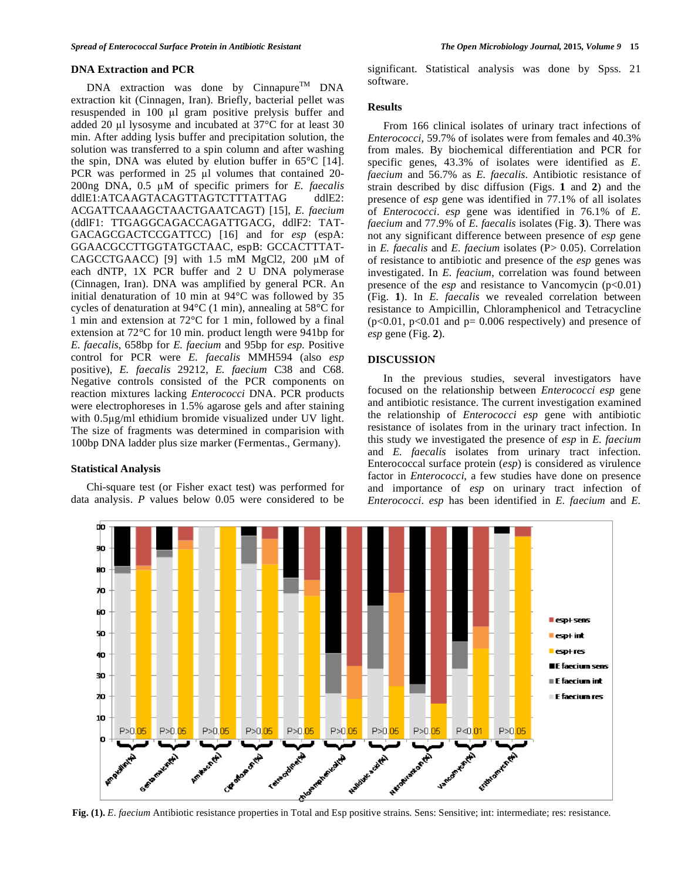### DNA Extraction and PCR

DNA extraction was done by Cinnapure™ DNA extraction kit (Cinnagen, Iran). Briefly, bacterial pellet was resuspended in 100 µl gram positive prelysis buffer and added 20 µl lysosyme and incubated at 37°C for at least 30 min. After adding lysis buffer and precipitation solution, the solution was transferred to a spin column and after washing the spin, DNA was eluted by elution buffer in 65°C [14]. PCR was performed in 25 µl volumes that contained 20-200ng DNA, 0.5 µM of specific primers for *E. faecalis* ddlE1:ATCAAGTACAGTTAGTCTTTATTAG ddlE2: ACGATTCAAAGCTAACTGAATCAGT) [15], *E. faecium* (ddlF1: TTGAGGCAGACCAGATTGACG, ddlF2: TAT-GACAGCGACTCCGATTCC) [16] and for *esp* (espA: GGAACGCCTTGGTATGCTAAC, espB: GCCACTTTAT-CAGCCTGAACC) [9] with 1.5 mM $MgCl_2$, 200 µM of each dNTP, 1X PCR buffer and 2 U DNA polymerase (Cinnagen, Iran). DNA was amplified by general PCR. An initial denaturation of 10 min at 94°C was followed by 35 cycles of denaturation at 94°C (1 min), annealing at 58°C for 1 min and extension at 72°C for 1 min, followed by a final extension at 72°C for 10 min. product length were 941bp for *E. faecalis*, 658bp for *E. faecium* and 95bp for *esp.* Positive control for PCR were *E. faecalis* MMH594 (also *esp* positive), *E. faecalis* 29212, *E. faecium* C38 and C68. Negative controls consisted of the PCR components on reaction mixtures lacking *Enterococci* DNA. PCR products were electrophoreses in 1.5% agarose gels and after staining with 0.5µg/ml ethidium bromide visualized under UV light. The size of fragments was determined in comparision with 100bp DNA ladder plus size marker (Fermentas., Germany).

### Statistical Analysis

Chi-square test (or Fisher exact test) was performed for data analysis. *P* values below 0.05 were considered to be significant. Statistical analysis was done by Spss. 21 software.

### Results

From 166 clinical isolates of urinary tract infections of *Enterococci*, 59.7% of isolates were from females and 40.3% from males. By biochemical differentiation and PCR for specific genes, 43.3% of isolates were identified as *E. faecium* and 56.7% as *E. faecalis*. Antibiotic resistance of strain described by disc diffusion (Figs. **1** and **2**) and the presence of *esp* gene was identified in 77.1% of all isolates of *Enterococci*. *esp* gene was identified in 76.1% of *E. faecium* and 77.9% of *E. faecalis* isolates (Fig. **3**). There was not any significant difference between presence of *esp* gene in *E. faecalis* and *E. faecium* isolates (P> 0.05). Correlation of resistance to antibiotic and presence of the *esp* genes was investigated. In *E. feacium*, correlation was found between presence of the *esp* and resistance to Vancomycin (p<0.01) (Fig. **1**). In *E. faecalis* we revealed correlation between resistance to Ampicillin, Chloramphenicol and Tetracycline (p<0.01, p<0.01 and p= 0.006 respectively) and presence of *esp* gene (Fig. **2**).

## DISCUSSION

In the previous studies, several investigators have focused on the relationship between *Enterococci esp* gene and antibiotic resistance. The current investigation examined the relationship of *Enterococci esp* gene with antibiotic resistance of isolates from in the urinary tract infection. In this study we investigated the presence of *esp* in *E. faecium* and *E. faecalis* isolates from urinary tract infection. Enterococcal surface protein (*esp*) is considered as virulence factor in *Enterococci*, a few studies have done on presence and importance of *esp* on urinary tract infection of *Enterococci*. *esp* has been identified in *E. faecium* and *E.*

**Fig. (1).** *E. faecium* Antibiotic resistance properties in Total and Esp positive strains. Sens: Sensitive; int: intermediate; res: resistance.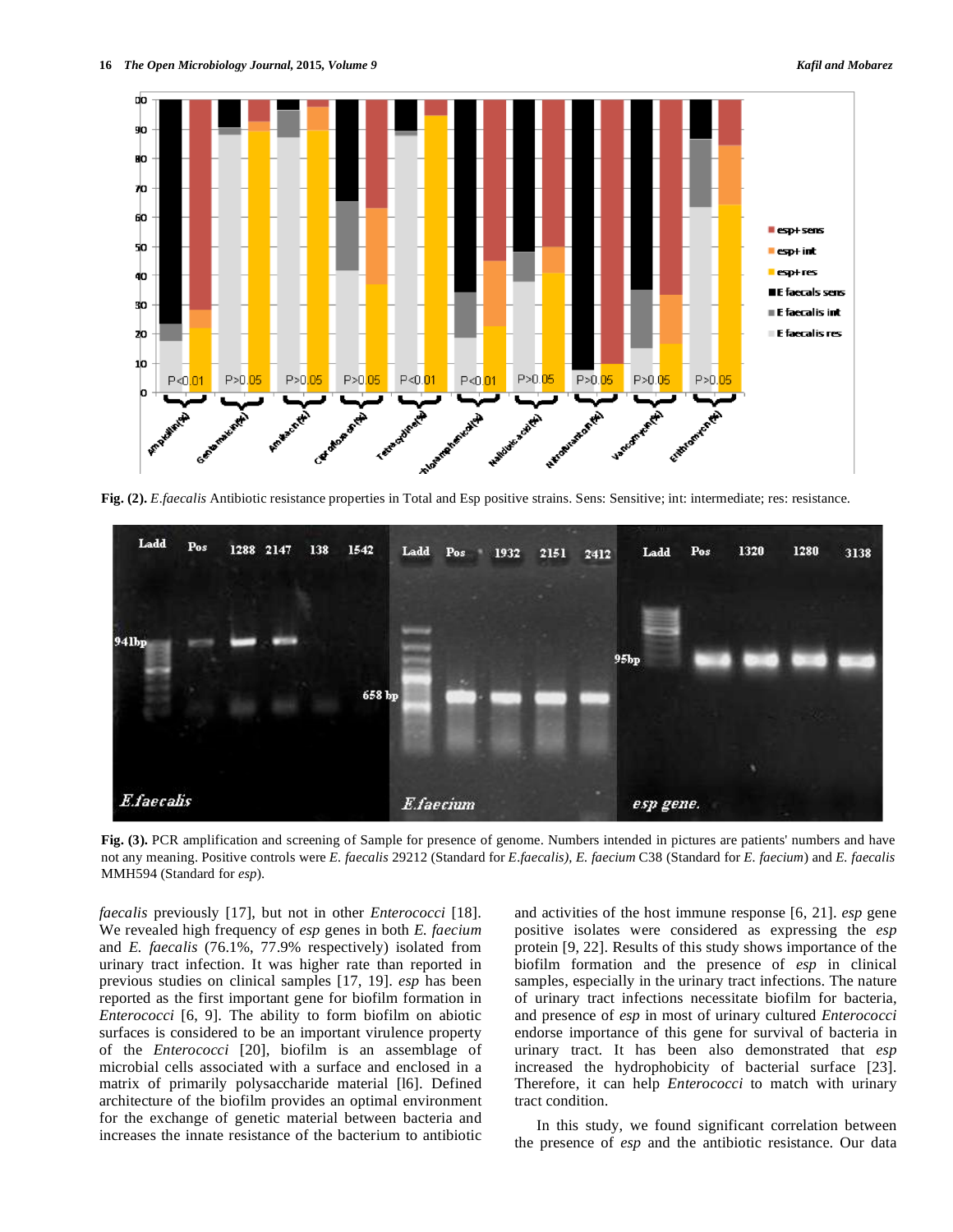Fig. (2). *E.faecalis* Antibiotic resistance properties in Total and Esp positive strains. Sens: Sensitive; int: intermediate; res: resistance.

Fig. (3). PCR amplification and screening of Sample for presence of genome. Numbers intended in pictures are patients' numbers and have not any meaning. Positive controls were *E. faecalis* 29212 (Standard for *E.faecalis*), *E. faecium* C38 (Standard for *E. faecium*) and *E. faecalis* MMH594 (Standard for *esp*).

*faecalis* previously [17], but not in other *Enterococci* [18]. We revealed high frequency of *esp* genes in both *E. faecium* and *E. faecalis* (76.1%, 77.9% respectively) isolated from urinary tract infection. It was higher rate than reported in previous studies on clinical samples [17, 19]. *esp* has been reported as the first important gene for biofilm formation in *Enterococci* [6, 9]. The ability to form biofilm on abiotic surfaces is considered to be an important virulence property of the *Enterococci* [20], biofilm is an assemblage of microbial cells associated with a surface and enclosed in a matrix of primarily polysaccharide material [l6]. Defined architecture of the biofilm provides an optimal environment for the exchange of genetic material between bacteria and increases the innate resistance of the bacterium to antibiotic and activities of the host immune response [6, 21]. *esp* gene positive isolates were considered as expressing the *esp* protein [9, 22]. Results of this study shows importance of the biofilm formation and the presence of *esp* in clinical samples, especially in the urinary tract infections. The nature of urinary tract infections necessitate biofilm for bacteria, and presence of *esp* in most of urinary cultured *Enterococci* endorse importance of this gene for survival of bacteria in urinary tract. It has been also demonstrated that *esp* increased the hydrophobicity of bacterial surface [23]. Therefore, it can help *Enterococci* to match with urinary tract condition.

In this study, we found significant correlation between the presence of *esp* and the antibiotic resistance. Our data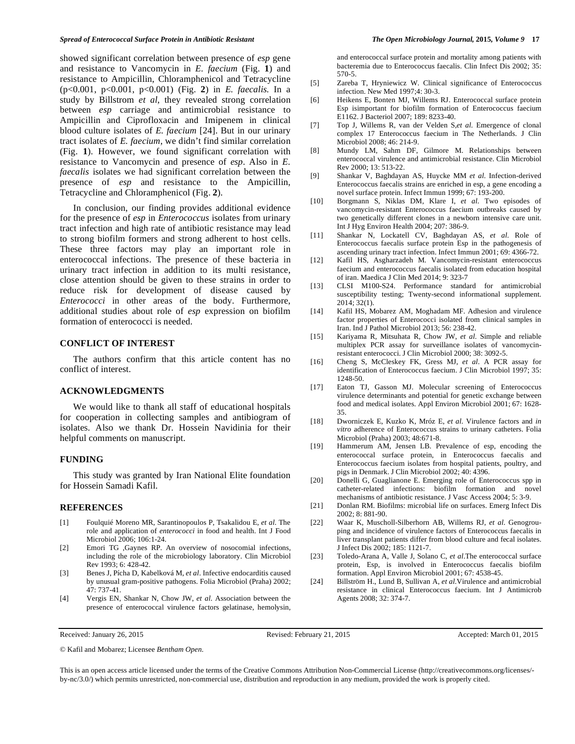showed significant correlation between presence of *esp* gene and resistance to Vancomycin in *E. faecium* (Fig. **1**) and resistance to Ampicillin, Chloramphenicol and Tetracycline ($p<0.001$, $p<0.001$, $p<0.001$) (Fig. **2**) in *E. faecalis.* In a study by Billstrom *et al*, they revealed strong correlation between *esp* carriage and antimicrobial resistance to Ampicillin and Ciprofloxacin and Imipenem in clinical blood culture isolates of *E. faecium* [24]. But in our urinary tract isolates of *E. faecium*, we didn't find similar correlation (Fig. **1**). However, we found significant correlation with resistance to Vancomycin and presence of *esp*. Also in *E. faecalis* isolates we had significant correlation between the presence of *esp* and resistance to the Ampicillin, Tetracycline and Chloramphenicol (Fig. **2**).

In conclusion, our finding provides additional evidence for the presence of *esp* in *Enterococcus* isolates from urinary tract infection and high rate of antibiotic resistance may lead to strong biofilm formers and strong adherent to host cells. These three factors may play an important role in enterococcal infections. The presence of these bacteria in urinary tract infection in addition to its multi resistance, close attention should be given to these strains in order to reduce risk for development of disease caused by *Enterococci* in other areas of the body. Furthermore, additional studies about role of *esp* expression on biofilm formation of enterococci is needed.

## CONFLICT OF INTEREST

The authors confirm that this article content has no conflict of interest.

## ACKNOWLEDGMENTS

We would like to thank all staff of educational hospitals for cooperation in collecting samples and antibiogram of isolates. Also we thank Dr. Hossein Navidinia for their helpful comments on manuscript.

## FUNDING

This study was granted by Iran National Elite foundation for Hossein Samadi Kafil.

## REFERENCES

[1] Foulquié Moreno MR, Sarantinopoulos P, Tsakalidou E, *et al*. The role and application of *enterococci* in food and health. Int J Food Microbiol 2006; 106:1-24.

[2] Emori TG ,Gaynes RP. An overview of nosocomial infections, including the role of the microbiology laboratory. Clin Microbiol Rev 1993; 6: 428-42.

[3] Benes J, Pícha D, Kabelková M, *et al*. Infective endocarditis caused by unusual gram-positive pathogens. Folia Microbiol (Praha) 2002; 47: 737-41.

[4] Vergis EN, Shankar N, Chow JW, *et al.* Association between the presence of enterococcal virulence factors gelatinase, hemolysin, and enterococcal surface protein and mortality among patients with bacteremia due to Enterococcus faecalis. Clin Infect Dis 2002; 35: 570-5.

[5] Zareba T, Hryniewicz W. Clinical significance of Enterococcus infection. New Med 1997;4: 30-3.

[6] Heikens E, Bonten MJ, Willems RJ. Enterococcal surface protein Esp isimportant for biofilm formation of Enterococcus faecium E1162. J Bacteriol 2007; 189: 8233-40.

[7] Top J, Willems R, van der Velden S,*et al.* Emergence of clonal complex 17 Enterococcus faecium in The Netherlands. J Clin Microbiol 2008; 46: 214-9.

[8] Mundy LM, Sahm DF, Gilmore M. Relationships between enterococcal virulence and antimicrobial resistance. Clin Microbiol Rev 2000; 13: 513-22.

[9] Shankar V, Baghdayan AS, Huycke MM *et al.* Infection-derived Enterococcus faecalis strains are enriched in esp, a gene encoding a novel surface protein. Infect Immun 1999; 67: 193-200.

[10] Borgmann S, Niklas DM, Klare I, *et al.* Two episodes of vancomycin-resistant Enterococcus faecium outbreaks caused by two genetically different clones in a newborn intensive care unit. Int J Hyg Environ Health 2004; 207: 386-9.

[11] Shankar N, Lockatell CV, Baghdayan AS, *et al.* Role of Enterococcus faecalis surface protein Esp in the pathogenesis of ascending urinary tract infection. Infect Immun 2001; 69: 4366-72.

[12] Kafil HS, Asgharzadeh M. Vancomycin-resistant enterococcus faecium and enterococcus faecalis isolated from education hospital of iran. Maedica J Clin Med 2014; 9: 323-7

[13] CLSI M100-S24. Performance standard for antimicrobial susceptibility testing; Twenty-second informational supplement. 2014; 32(1).

[14] Kafil HS, Mobarez AM, Moghadam MF. Adhesion and virulence factor properties of Enterococci isolated from clinical samples in Iran. Ind J Pathol Microbiol 2013; 56: 238-42.

[15] Kariyama R, Mitsuhata R, Chow JW, *et al.* Simple and reliable multiplex PCR assay for surveillance isolates of vancomycin-resistant enterococci. J Clin Microbiol 2000; 38: 3092-5.

[16] Cheng S, McCleskey FK, Gress MJ, *et al.* A PCR assay for identification of Enterococcus faecium. J Clin Microbiol 1997; 35: 1248-50.

[17] Eaton TJ, Gasson MJ. Molecular screening of Enterococcus virulence determinants and potential for genetic exchange between food and medical isolates. Appl Environ Microbiol 2001; 67: 1628-35.

[18] Dworniczek E, Kuzko K, Mróz E, *et al.* Virulence factors and *in vitro* adherence of Enterococcus strains to urinary catheters. Folia Microbiol (Praha) 2003; 48:671-8.

[19] Hammerum AM, Jensen LB. Prevalence of esp, encoding the enterococcal surface protein, in Enterococcus faecalis and Enterococcus faecium isolates from hospital patients, poultry, and pigs in Denmark. J Clin Microbiol 2002; 40: 4396.

[20] Donelli G, Guaglianone E. Emerging role of Enterococcus spp in catheter-related infections: biofilm formation and novel mechanisms of antibiotic resistance. J Vasc Access 2004; 5: 3-9.

[21] Donlan RM. Biofilms: microbial life on surfaces. Emerg Infect Dis 2002; 8: 881-90.

[22] Waar K, Muscholl-Silberhorn AB, Willems RJ, *et al.* Genogrouping and incidence of virulence factors of Enterococcus faecalis in liver transplant patients differ from blood culture and fecal isolates. J Infect Dis 2002; 185: 1121-7.

[23] Toledo-Arana A, Valle J, Solano C, *et al.*The enterococcal surface protein, Esp, is involved in Enterococcus faecalis biofilm formation. Appl Environ Microbiol 2001; 67: 4538-45.

[24] Billström H., Lund B, Sullivan A, *et al.*Virulence and antimicrobial resistance in clinical Enterococcus faecium. Int J Antimicrob Agents 2008; 32: 374-7.

Received: January 26, 2015 Revised: February 21, 2015 Accepted: March 01, 2015

© Kafil and Mobarez; Licensee *Bentham Open.*

This is an open access article licensed under the terms of the Creative Commons Attribution Non-Commercial License (http://creativecommons.org/licenses/-by-nc/3.0/) which permits unrestricted, non-commercial use, distribution and reproduction in any medium, provided the work is properly cited.